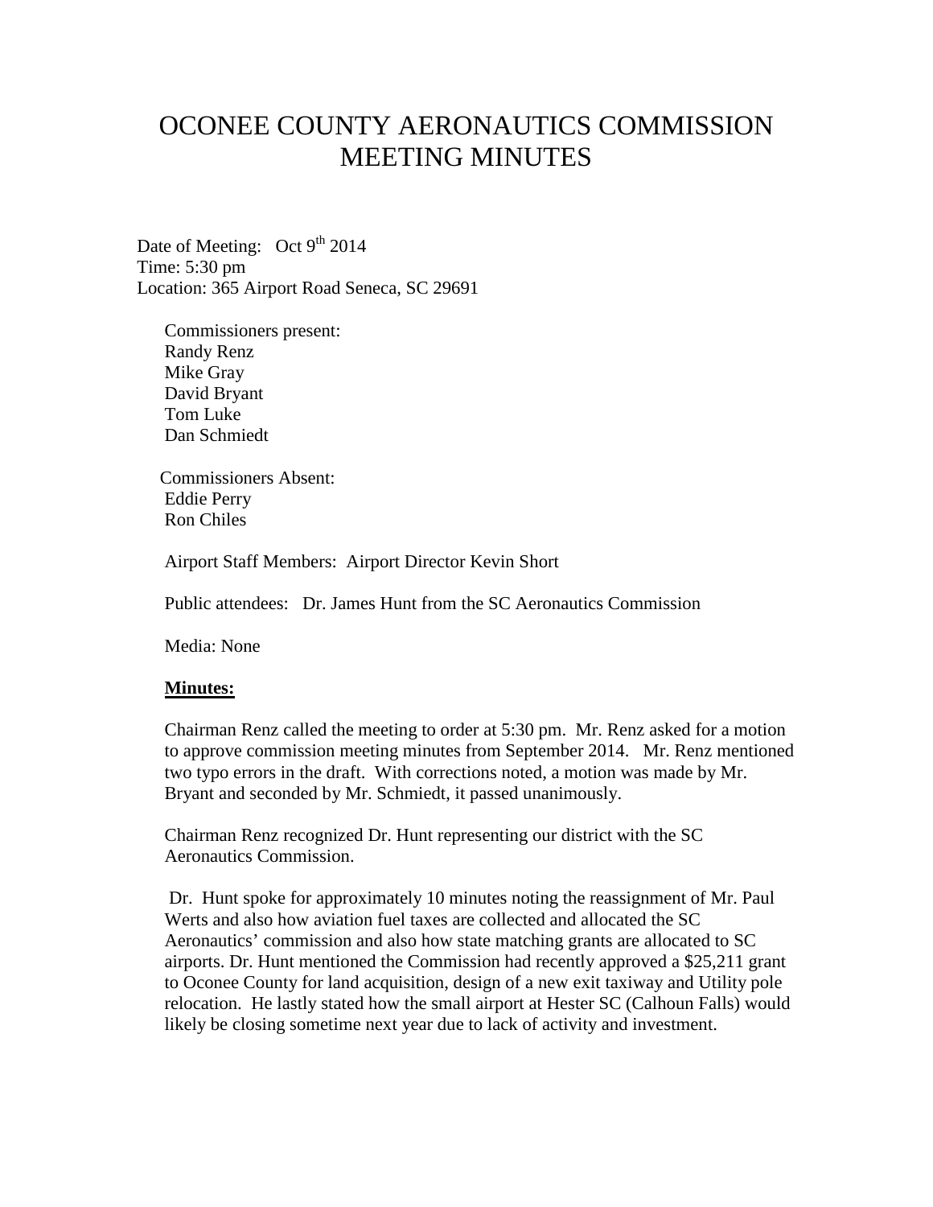# OCONEE COUNTY AERONAUTICS COMMISSION MEETING MINUTES

Date of Meeting: Oct 9th 2014
Time: 5:30 pm
Location: 365 Airport Road Seneca, SC 29691

Commissioners present:
Randy Renz
Mike Gray
David Bryant
Tom Luke
Dan Schmiedt

Commissioners Absent:
Eddie Perry
Ron Chiles

Airport Staff Members: Airport Director Kevin Short

Public attendees: Dr. James Hunt from the SC Aeronautics Commission

Media: None

**Minutes:**

Chairman Renz called the meeting to order at 5:30 pm. Mr. Renz asked for a motion to approve commission meeting minutes from September 2014. Mr. Renz mentioned two typo errors in the draft. With corrections noted, a motion was made by Mr. Bryant and seconded by Mr. Schmiedt, it passed unanimously.

Chairman Renz recognized Dr. Hunt representing our district with the SC Aeronautics Commission.

Dr. Hunt spoke for approximately 10 minutes noting the reassignment of Mr. Paul Werts and also how aviation fuel taxes are collected and allocated the SC Aeronautics' commission and also how state matching grants are allocated to SC airports. Dr. Hunt mentioned the Commission had recently approved a $25,211 grant to Oconee County for land acquisition, design of a new exit taxiway and Utility pole relocation. He lastly stated how the small airport at Hester SC (Calhoun Falls) would likely be closing sometime next year due to lack of activity and investment.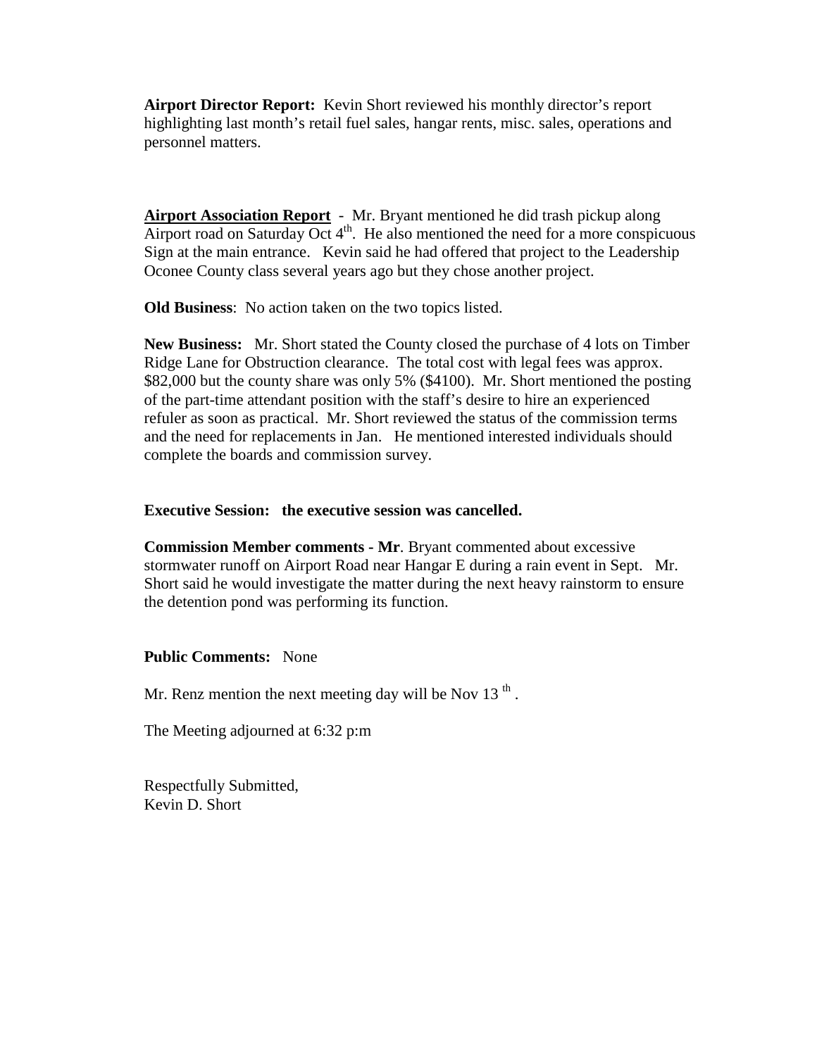**Airport Director Report:** Kevin Short reviewed his monthly director's report highlighting last month's retail fuel sales, hangar rents, misc. sales, operations and personnel matters.

**Airport Association Report** - Mr. Bryant mentioned he did trash pickup along Airport road on Saturday Oct 4th. He also mentioned the need for a more conspicuous Sign at the main entrance. Kevin said he had offered that project to the Leadership Oconee County class several years ago but they chose another project.

**Old Business**: No action taken on the two topics listed.

**New Business:** Mr. Short stated the County closed the purchase of 4 lots on Timber Ridge Lane for Obstruction clearance. The total cost with legal fees was approx. $82,000 but the county share was only 5% ($4100). Mr. Short mentioned the posting of the part-time attendant position with the staff's desire to hire an experienced refuler as soon as practical. Mr. Short reviewed the status of the commission terms and the need for replacements in Jan. He mentioned interested individuals should complete the boards and commission survey.

**Executive Session: the executive session was cancelled.**

**Commission Member comments - Mr**. Bryant commented about excessive stormwater runoff on Airport Road near Hangar E during a rain event in Sept. Mr. Short said he would investigate the matter during the next heavy rainstorm to ensure the detention pond was performing its function.

**Public Comments:** None

Mr. Renz mention the next meeting day will be Nov 13th.

The Meeting adjourned at 6:32 p:m

Respectfully Submitted,
Kevin D. Short